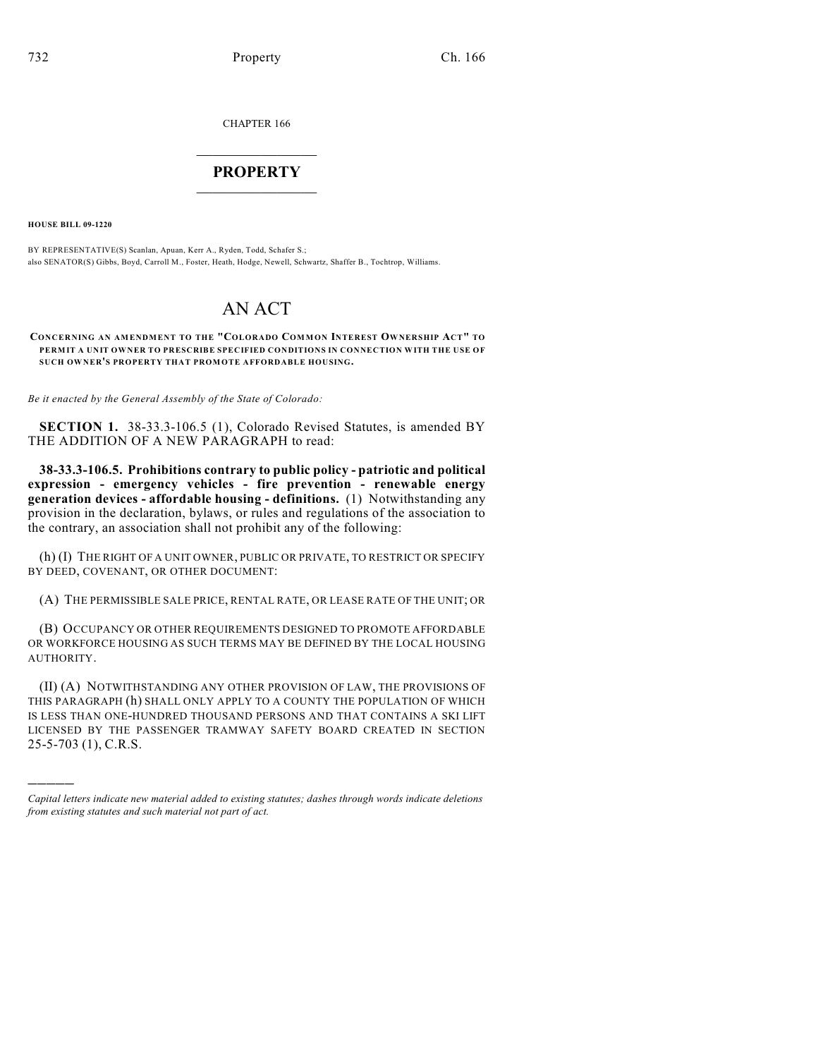CHAPTER 166

# PROPERTY

**HOUSE BILL 09-1220**

BY REPRESENTATIVE(S) Scanlan, Apuan, Kerr A., Ryden, Todd, Schafer S.;
also SENATOR(S) Gibbs, Boyd, Carroll M., Foster, Heath, Hodge, Newell, Schwartz, Shaffer B., Tochtrop, Williams.

# AN ACT

**CONCERNING AN AMENDMENT TO THE "COLORADO COMMON INTEREST OWNERSHIP ACT" TO PERMIT A UNIT OWNER TO PRESCRIBE SPECIFIED CONDITIONS IN CONNECTION WITH THE USE OF SUCH OWNER'S PROPERTY THAT PROMOTE AFFORDABLE HOUSING.**

*Be it enacted by the General Assembly of the State of Colorado:*

**SECTION 1.** 38-33.3-106.5 (1), Colorado Revised Statutes, is amended BY THE ADDITION OF A NEW PARAGRAPH to read:

**38-33.3-106.5. Prohibitions contrary to public policy - patriotic and political expression - emergency vehicles - fire prevention - renewable energy generation devices - affordable housing - definitions.** (1) Notwithstanding any provision in the declaration, bylaws, or rules and regulations of the association to the contrary, an association shall not prohibit any of the following:

(h) (I) THE RIGHT OF A UNIT OWNER, PUBLIC OR PRIVATE, TO RESTRICT OR SPECIFY BY DEED, COVENANT, OR OTHER DOCUMENT:

(A) THE PERMISSIBLE SALE PRICE, RENTAL RATE, OR LEASE RATE OF THE UNIT; OR

(B) OCCUPANCY OR OTHER REQUIREMENTS DESIGNED TO PROMOTE AFFORDABLE OR WORKFORCE HOUSING AS SUCH TERMS MAY BE DEFINED BY THE LOCAL HOUSING AUTHORITY.

(II) (A) NOTWITHSTANDING ANY OTHER PROVISION OF LAW, THE PROVISIONS OF THIS PARAGRAPH (h) SHALL ONLY APPLY TO A COUNTY THE POPULATION OF WHICH IS LESS THAN ONE-HUNDRED THOUSAND PERSONS AND THAT CONTAINS A SKI LIFT LICENSED BY THE PASSENGER TRAMWAY SAFETY BOARD CREATED IN SECTION 25-5-703 (1), C.R.S.

---

*Capital letters indicate new material added to existing statutes; dashes through words indicate deletions from existing statutes and such material not part of act.*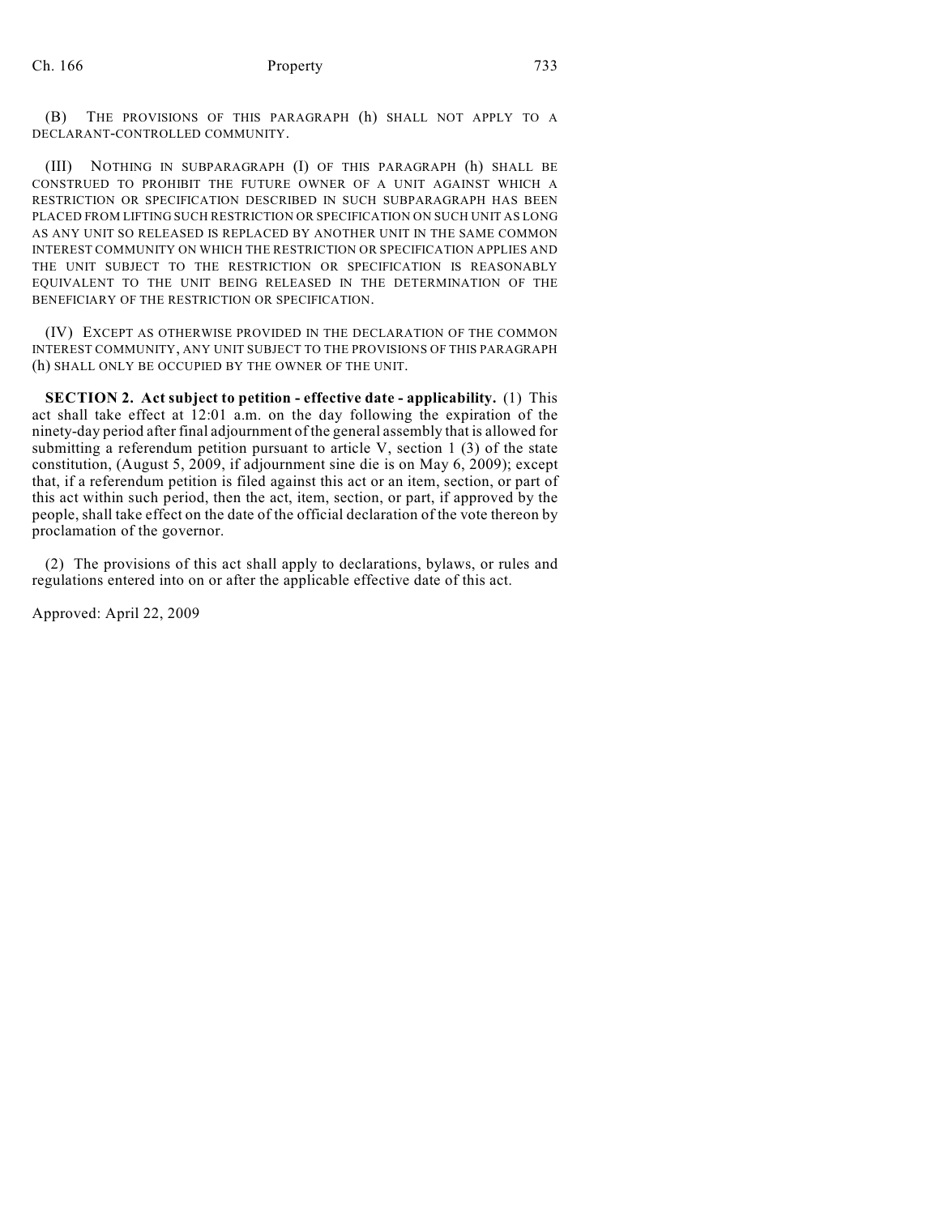(B) THE PROVISIONS OF THIS PARAGRAPH (h) SHALL NOT APPLY TO A DECLARANT-CONTROLLED COMMUNITY.

(III) NOTHING IN SUBPARAGRAPH (I) OF THIS PARAGRAPH (h) SHALL BE CONSTRUED TO PROHIBIT THE FUTURE OWNER OF A UNIT AGAINST WHICH A RESTRICTION OR SPECIFICATION DESCRIBED IN SUCH SUBPARAGRAPH HAS BEEN PLACED FROM LIFTING SUCH RESTRICTION OR SPECIFICATION ON SUCH UNIT AS LONG AS ANY UNIT SO RELEASED IS REPLACED BY ANOTHER UNIT IN THE SAME COMMON INTEREST COMMUNITY ON WHICH THE RESTRICTION OR SPECIFICATION APPLIES AND THE UNIT SUBJECT TO THE RESTRICTION OR SPECIFICATION IS REASONABLY EQUIVALENT TO THE UNIT BEING RELEASED IN THE DETERMINATION OF THE BENEFICIARY OF THE RESTRICTION OR SPECIFICATION.

(IV) EXCEPT AS OTHERWISE PROVIDED IN THE DECLARATION OF THE COMMON INTEREST COMMUNITY, ANY UNIT SUBJECT TO THE PROVISIONS OF THIS PARAGRAPH (h) SHALL ONLY BE OCCUPIED BY THE OWNER OF THE UNIT.

**SECTION 2. Act subject to petition - effective date - applicability.** (1) This act shall take effect at 12:01 a.m. on the day following the expiration of the ninety-day period after final adjournment of the general assembly that is allowed for submitting a referendum petition pursuant to article V, section 1 (3) of the state constitution, (August 5, 2009, if adjournment sine die is on May 6, 2009); except that, if a referendum petition is filed against this act or an item, section, or part of this act within such period, then the act, item, section, or part, if approved by the people, shall take effect on the date of the official declaration of the vote thereon by proclamation of the governor.

(2) The provisions of this act shall apply to declarations, bylaws, or rules and regulations entered into on or after the applicable effective date of this act.

Approved: April 22, 2009